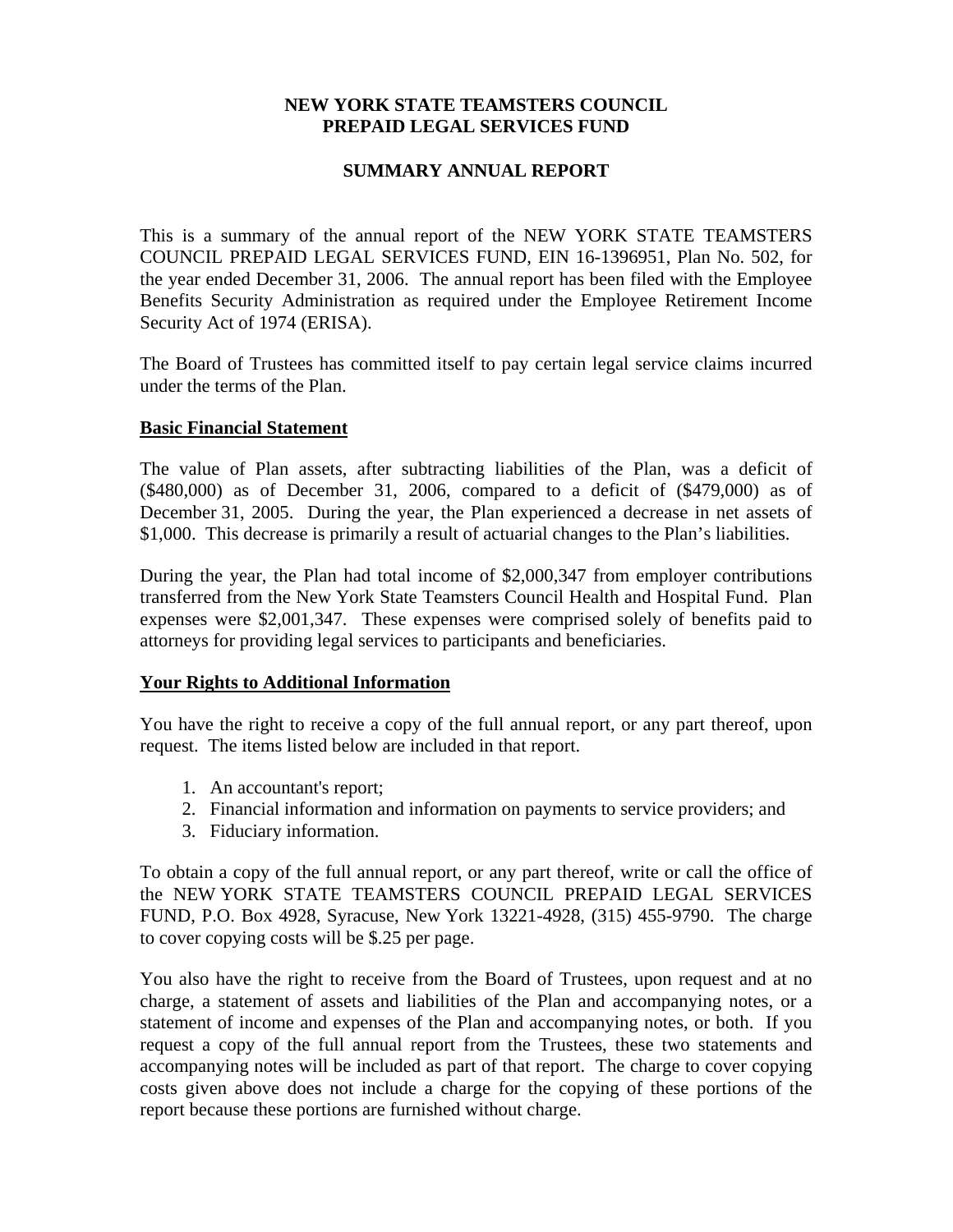# NEW YORK STATE TEAMSTERS COUNCIL
# PREPAID LEGAL SERVICES FUND

## SUMMARY ANNUAL REPORT

This is a summary of the annual report of the NEW YORK STATE TEAMSTERS COUNCIL PREPAID LEGAL SERVICES FUND, EIN 16-1396951, Plan No. 502, for the year ended December 31, 2006. The annual report has been filed with the Employee Benefits Security Administration as required under the Employee Retirement Income Security Act of 1974 (ERISA).

The Board of Trustees has committed itself to pay certain legal service claims incurred under the terms of the Plan.

### Basic Financial Statement

The value of Plan assets, after subtracting liabilities of the Plan, was a deficit of ($480,000) as of December 31, 2006, compared to a deficit of ($479,000) as of December 31, 2005. During the year, the Plan experienced a decrease in net assets of $1,000. This decrease is primarily a result of actuarial changes to the Plan's liabilities.

During the year, the Plan had total income of $2,000,347 from employer contributions transferred from the New York State Teamsters Council Health and Hospital Fund. Plan expenses were $2,001,347. These expenses were comprised solely of benefits paid to attorneys for providing legal services to participants and beneficiaries.

### Your Rights to Additional Information

You have the right to receive a copy of the full annual report, or any part thereof, upon request. The items listed below are included in that report.

1. An accountant's report;
2. Financial information and information on payments to service providers; and
3. Fiduciary information.

To obtain a copy of the full annual report, or any part thereof, write or call the office of the NEW YORK STATE TEAMSTERS COUNCIL PREPAID LEGAL SERVICES FUND, P.O. Box 4928, Syracuse, New York 13221-4928, (315) 455-9790. The charge to cover copying costs will be $.25 per page.

You also have the right to receive from the Board of Trustees, upon request and at no charge, a statement of assets and liabilities of the Plan and accompanying notes, or a statement of income and expenses of the Plan and accompanying notes, or both. If you request a copy of the full annual report from the Trustees, these two statements and accompanying notes will be included as part of that report. The charge to cover copying costs given above does not include a charge for the copying of these portions of the report because these portions are furnished without charge.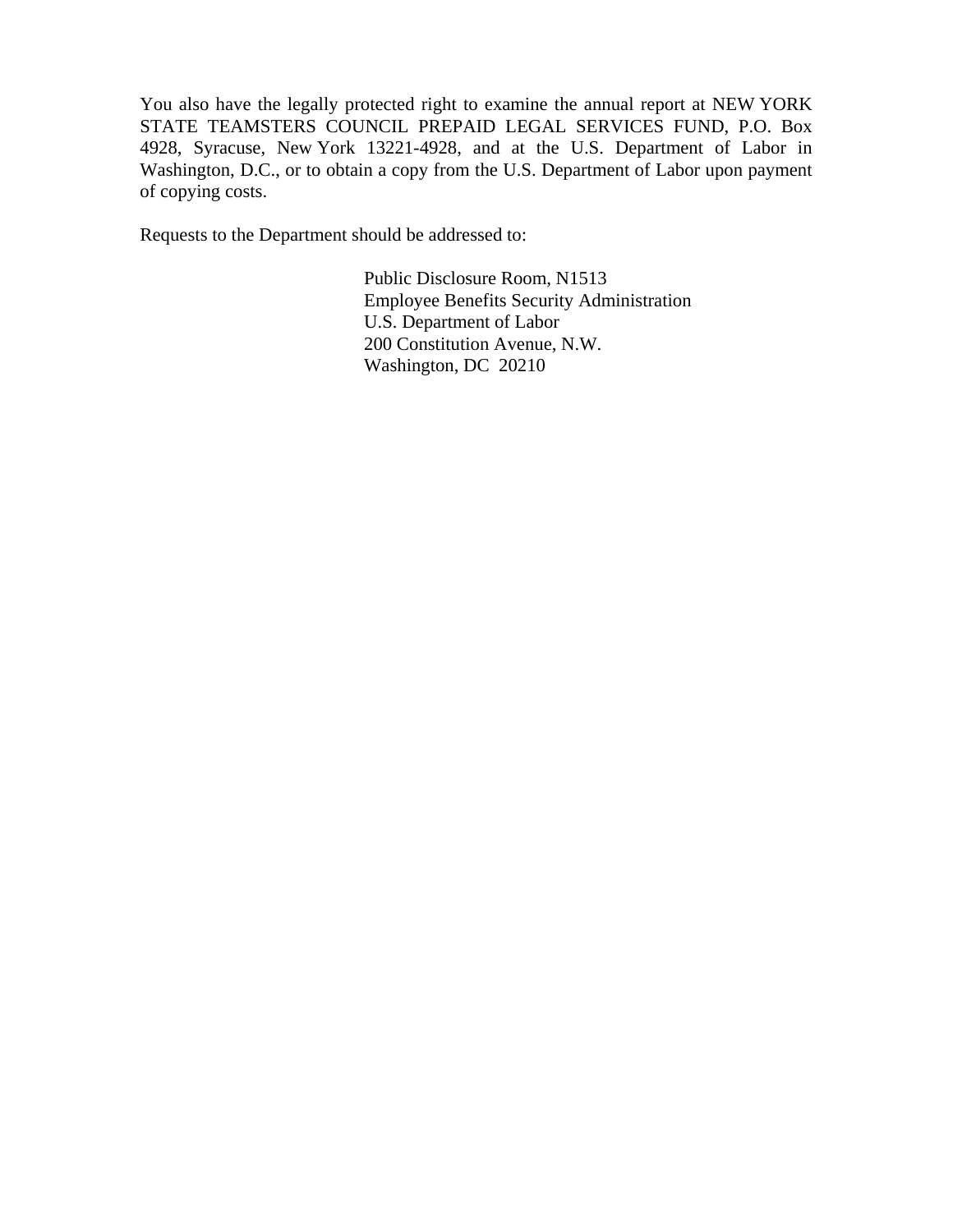You also have the legally protected right to examine the annual report at NEW YORK STATE TEAMSTERS COUNCIL PREPAID LEGAL SERVICES FUND, P.O. Box 4928, Syracuse, New York 13221-4928, and at the U.S. Department of Labor in Washington, D.C., or to obtain a copy from the U.S. Department of Labor upon payment of copying costs.

Requests to the Department should be addressed to:

Public Disclosure Room, N1513
Employee Benefits Security Administration
U.S. Department of Labor
200 Constitution Avenue, N.W.
Washington, DC 20210